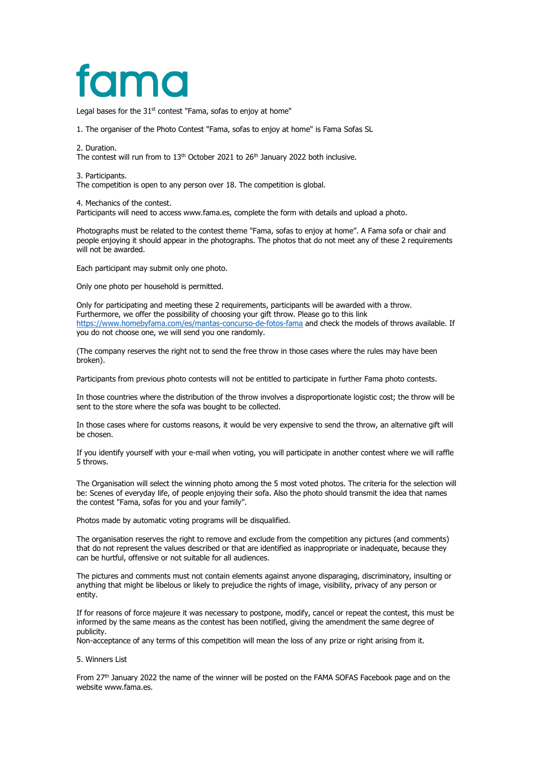# fama

Legal bases for the 31st contest "Fama, sofas to enjoy at home"

1. The organiser of the Photo Contest "Fama, sofas to enjoy at home" is Fama Sofas SL

2. Duration.
The contest will run from to 13th October 2021 to 26th January 2022 both inclusive.

3. Participants.
The competition is open to any person over 18. The competition is global.

4. Mechanics of the contest.
Participants will need to access www.fama.es, complete the form with details and upload a photo.

Photographs must be related to the contest theme "Fama, sofas to enjoy at home". A Fama sofa or chair and people enjoying it should appear in the photographs. The photos that do not meet any of these 2 requirements will not be awarded.

Each participant may submit only one photo.

Only one photo per household is permitted.

Only for participating and meeting these 2 requirements, participants will be awarded with a throw. Furthermore, we offer the possibility of choosing your gift throw. Please go to this link https://www.homebyfama.com/es/mantas-concurso-de-fotos-fama and check the models of throws available. If you do not choose one, we will send you one randomly.

(The company reserves the right not to send the free throw in those cases where the rules may have been broken).

Participants from previous photo contests will not be entitled to participate in further Fama photo contests.

In those countries where the distribution of the throw involves a disproportionate logistic cost; the throw will be sent to the store where the sofa was bought to be collected.

In those cases where for customs reasons, it would be very expensive to send the throw, an alternative gift will be chosen.

If you identify yourself with your e-mail when voting, you will participate in another contest where we will raffle 5 throws.

The Organisation will select the winning photo among the 5 most voted photos. The criteria for the selection will be: Scenes of everyday life, of people enjoying their sofa. Also the photo should transmit the idea that names the contest "Fama, sofas for you and your family".

Photos made by automatic voting programs will be disqualified.

The organisation reserves the right to remove and exclude from the competition any pictures (and comments) that do not represent the values described or that are identified as inappropriate or inadequate, because they can be hurtful, offensive or not suitable for all audiences.

The pictures and comments must not contain elements against anyone disparaging, discriminatory, insulting or anything that might be libelous or likely to prejudice the rights of image, visibility, privacy of any person or entity.

If for reasons of force majeure it was necessary to postpone, modify, cancel or repeat the contest, this must be informed by the same means as the contest has been notified, giving the amendment the same degree of publicity.
Non-acceptance of any terms of this competition will mean the loss of any prize or right arising from it.

5. Winners List

From 27th January 2022 the name of the winner will be posted on the FAMA SOFAS Facebook page and on the website www.fama.es.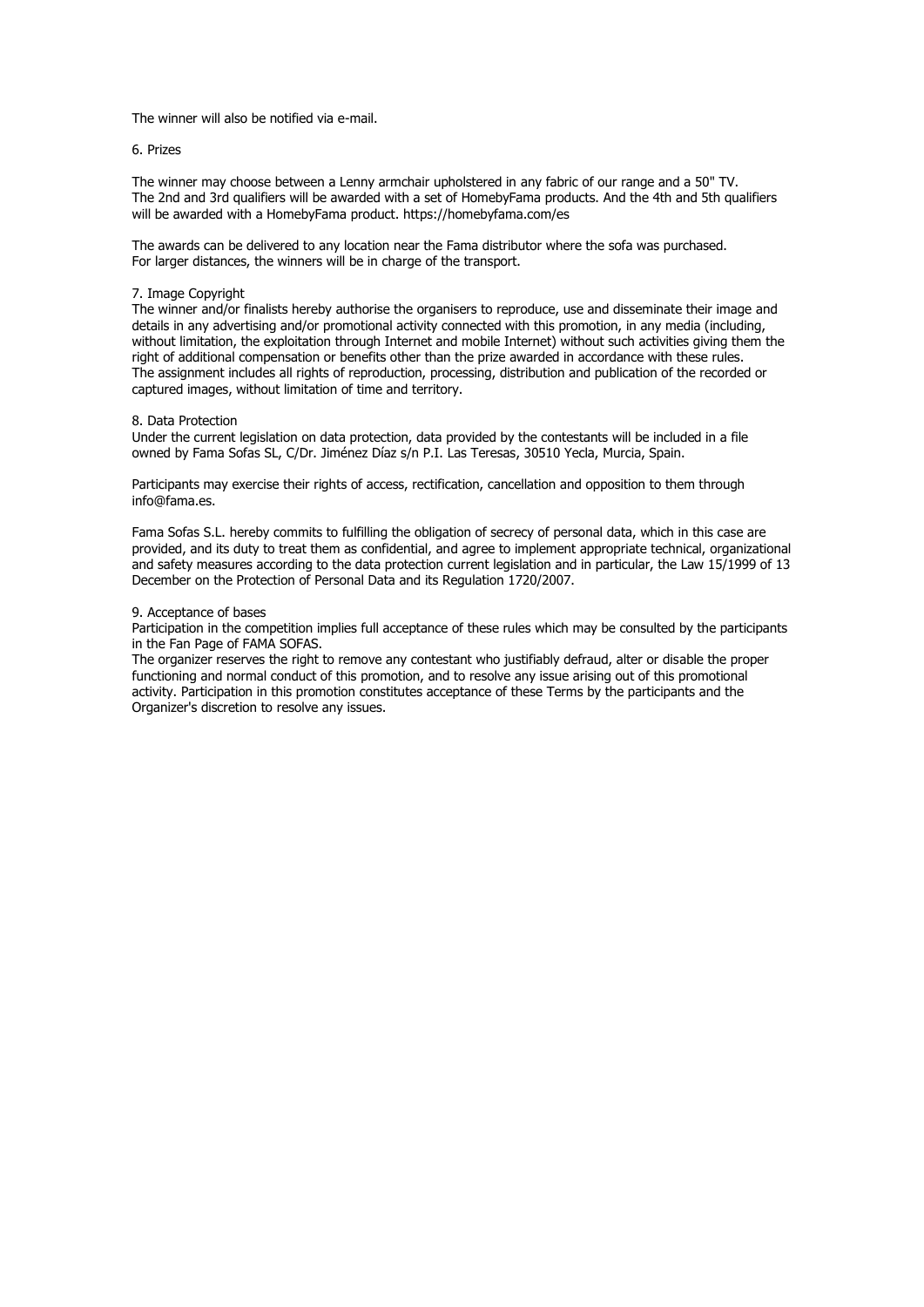The winner will also be notified via e-mail.

## 6. Prizes

The winner may choose between a Lenny armchair upholstered in any fabric of our range and a 50" TV.
The 2nd and 3rd qualifiers will be awarded with a set of HomebyFama products. And the 4th and 5th qualifiers will be awarded with a HomebyFama product. https://homebyfama.com/es

The awards can be delivered to any location near the Fama distributor where the sofa was purchased.
For larger distances, the winners will be in charge of the transport.

## 7. Image Copyright

The winner and/or finalists hereby authorise the organisers to reproduce, use and disseminate their image and details in any advertising and/or promotional activity connected with this promotion, in any media (including, without limitation, the exploitation through Internet and mobile Internet) without such activities giving them the right of additional compensation or benefits other than the prize awarded in accordance with these rules.
The assignment includes all rights of reproduction, processing, distribution and publication of the recorded or captured images, without limitation of time and territory.

## 8. Data Protection

Under the current legislation on data protection, data provided by the contestants will be included in a file owned by Fama Sofas SL, C/Dr. Jiménez Díaz s/n P.I. Las Teresas, 30510 Yecla, Murcia, Spain.

Participants may exercise their rights of access, rectification, cancellation and opposition to them through info@fama.es.

Fama Sofas S.L. hereby commits to fulfilling the obligation of secrecy of personal data, which in this case are provided, and its duty to treat them as confidential, and agree to implement appropriate technical, organizational and safety measures according to the data protection current legislation and in particular, the Law 15/1999 of 13 December on the Protection of Personal Data and its Regulation 1720/2007.

## 9. Acceptance of bases

Participation in the competition implies full acceptance of these rules which may be consulted by the participants in the Fan Page of FAMA SOFAS.
The organizer reserves the right to remove any contestant who justifiably defraud, alter or disable the proper functioning and normal conduct of this promotion, and to resolve any issue arising out of this promotional activity. Participation in this promotion constitutes acceptance of these Terms by the participants and the Organizer's discretion to resolve any issues.